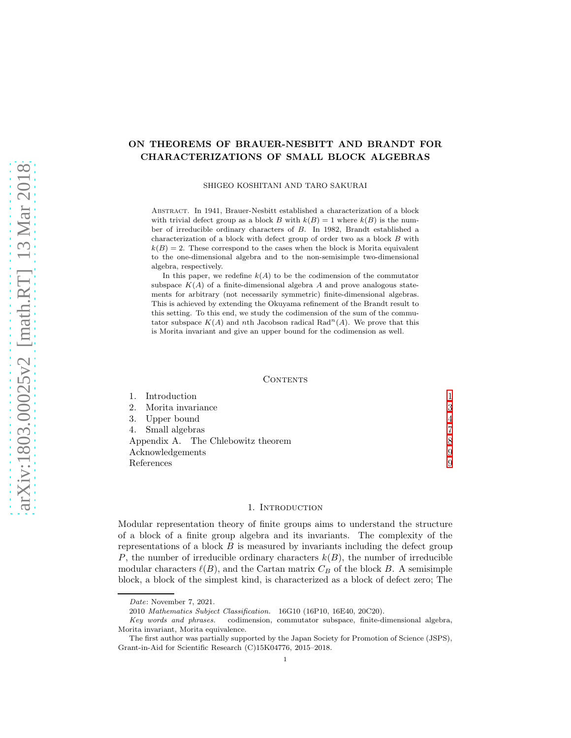# ON THEOREMS OF BRAUER-NESBITT AND BRANDT FOR CHARACTERIZATIONS OF SMALL BLOCK ALGEBRAS

SHIGEO KOSHITANI AND TARO SAKURAI

Abstract. In 1941, Brauer-Nesbitt established a characterization of a block with trivial defect group as a block $B$ with $k(B) = 1$ where $k(B)$ is the number of irreducible ordinary characters of $B$. In 1982, Brandt established a characterization of a block with defect group of order two as a block $B$ with $k(B) = 2$. These correspond to the cases when the block is Morita equivalent to the one-dimensional algebra and to the non-semisimple two-dimensional algebra, respectively.

In this paper, we redefine $k(A)$ to be the codimension of the commutator subspace $K(A)$ of a finite-dimensional algebra $A$ and prove analogous statements for arbitrary (not necessarily symmetric) finite-dimensional algebras. This is achieved by extending the Okuyama refinement of the Brandt result to this setting. To this end, we study the codimension of the sum of the commutator subspace $K(A)$ and $n$th Jacobson radical $\mathrm{Rad}^n(A)$. We prove that this is Morita invariant and give an upper bound for the codimension as well.

## Contents

1. Introduction — 1
2. Morita invariance — 3
3. Upper bound — 4
4. Small algebras — 7

Appendix A. The Chlebowitz theorem — 8

Acknowledgements — 9

References — 9

## 1. Introduction

Modular representation theory of finite groups aims to understand the structure of a block of a finite group algebra and its invariants. The complexity of the representations of a block $B$ is measured by invariants including the defect group $P$, the number of irreducible ordinary characters $k(B)$, the number of irreducible modular characters $\ell(B)$, and the Cartan matrix $C_B$ of the block $B$. A semisimple block, a block of the simplest kind, is characterized as a block of defect zero; The

---

*Date*: November 7, 2021.

2010 *Mathematics Subject Classification.* 16G10 (16P10, 16E40, 20C20).

*Key words and phrases.* codimension, commutator subspace, finite-dimensional algebra, Morita invariant, Morita equivalence.

The first author was partially supported by the Japan Society for Promotion of Science (JSPS), Grant-in-Aid for Scientific Research (C)15K04776, 2015–2018.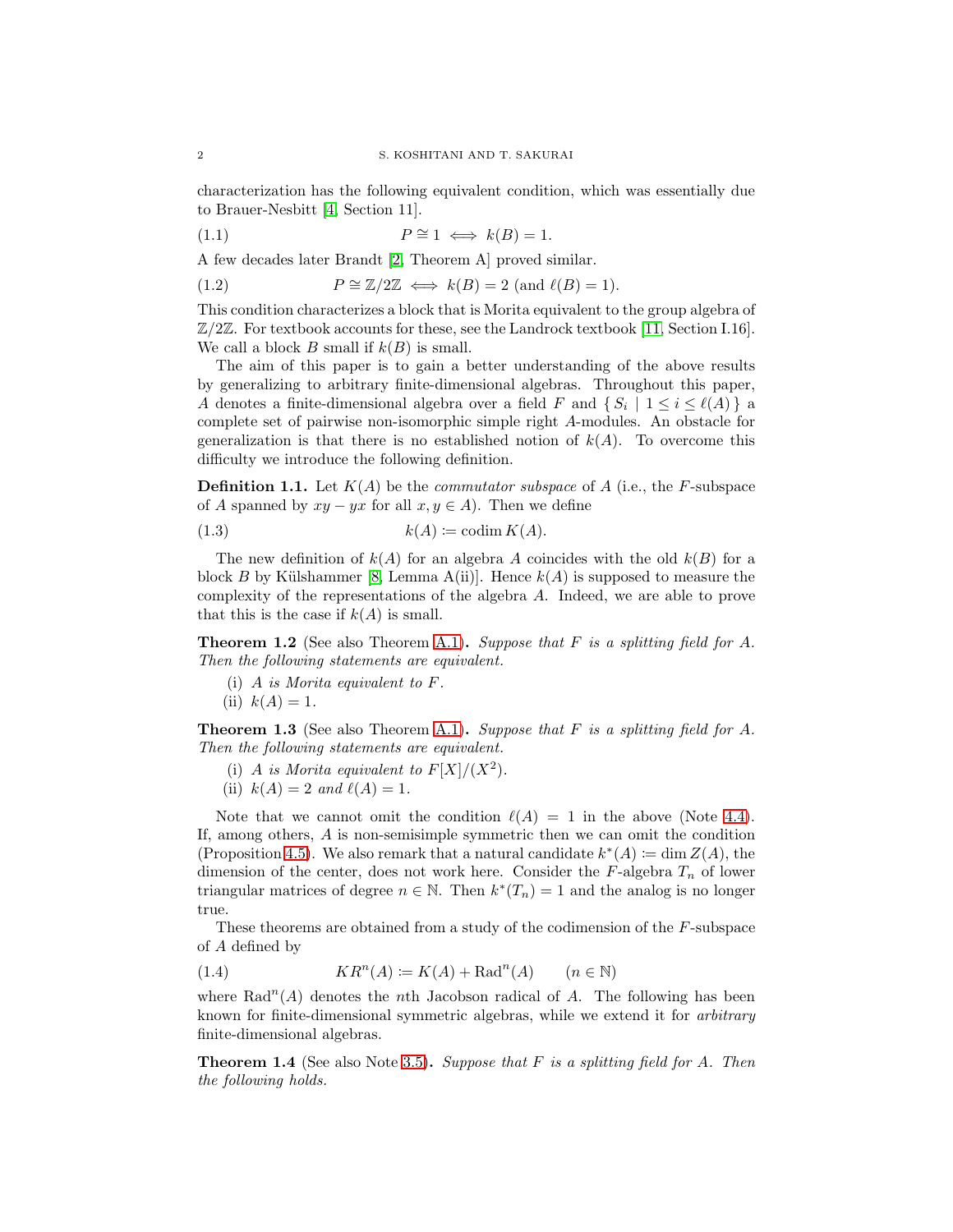characterization has the following equivalent condition, which was essentially due to Brauer-Nesbitt [4, Section 11].

$$P \cong 1 \iff k(B) = 1. \tag{1.1}$$

A few decades later Brandt [2, Theorem A] proved similar.

$$P \cong \mathbb{Z}/2\mathbb{Z} \iff k(B) = 2 \text{ (and } \ell(B) = 1). \tag{1.2}$$

This condition characterizes a block that is Morita equivalent to the group algebra of $\mathbb{Z}/2\mathbb{Z}$. For textbook accounts for these, see the Landrock textbook [11, Section I.16]. We call a block $B$ small if $k(B)$ is small.

The aim of this paper is to gain a better understanding of the above results by generalizing to arbitrary finite-dimensional algebras. Throughout this paper, $A$ denotes a finite-dimensional algebra over a field $F$ and $\{ S_i \mid 1 \leq i \leq \ell(A) \}$ a complete set of pairwise non-isomorphic simple right $A$-modules. An obstacle for generalization is that there is no established notion of $k(A)$. To overcome this difficulty we introduce the following definition.

**Definition 1.1.** Let $K(A)$ be the *commutator subspace* of $A$ (i.e., the $F$-subspace of $A$ spanned by $xy - yx$ for all $x, y \in A$). Then we define

$$k(A) \coloneqq \operatorname{codim} K(A). \tag{1.3}$$

The new definition of $k(A)$ for an algebra $A$ coincides with the old $k(B)$ for a block $B$ by Külshammer [8, Lemma A(ii)]. Hence $k(A)$ is supposed to measure the complexity of the representations of the algebra $A$. Indeed, we are able to prove that this is the case if $k(A)$ is small.

**Theorem 1.2** (See also Theorem A.1)**.** *Suppose that $F$ is a splitting field for $A$. Then the following statements are equivalent.*

- (i) *$A$ is Morita equivalent to $F$.*
- (ii) *$k(A) = 1$.*

**Theorem 1.3** (See also Theorem A.1)**.** *Suppose that $F$ is a splitting field for $A$. Then the following statements are equivalent.*

- (i) *$A$ is Morita equivalent to $F[X]/(X^2)$.*
- (ii) *$k(A) = 2$ and $\ell(A) = 1$.*

Note that we cannot omit the condition $\ell(A) = 1$ in the above (Note 4.4). If, among others, $A$ is non-semisimple symmetric then we can omit the condition (Proposition 4.5). We also remark that a natural candidate $k^*(A) \coloneqq \dim Z(A)$, the dimension of the center, does not work here. Consider the $F$-algebra $T_n$ of lower triangular matrices of degree $n \in \mathbb{N}$. Then $k^*(T_n) = 1$ and the analog is no longer true.

These theorems are obtained from a study of the codimension of the $F$-subspace of $A$ defined by

$$KR^n(A) \coloneqq K(A) + \operatorname{Rad}^n(A) \qquad (n \in \mathbb{N}) \tag{1.4}$$

where $\operatorname{Rad}^n(A)$ denotes the $n$th Jacobson radical of $A$. The following has been known for finite-dimensional symmetric algebras, while we extend it for *arbitrary* finite-dimensional algebras.

**Theorem 1.4** (See also Note 3.5)**.** *Suppose that $F$ is a splitting field for $A$. Then the following holds.*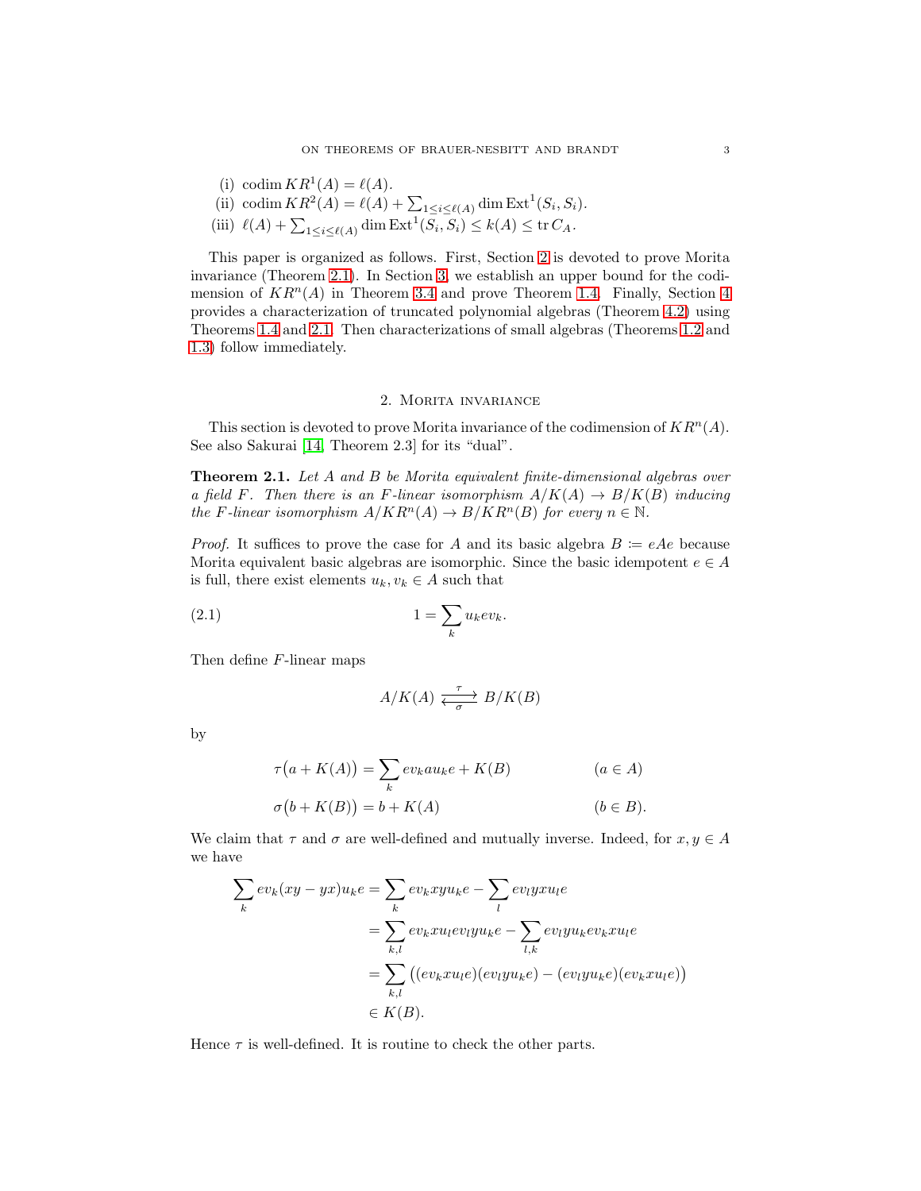(i) $\operatorname{codim} KR^1(A) = \ell(A)$.

(ii) $\operatorname{codim} KR^2(A) = \ell(A) + \sum_{1 \le i \le \ell(A)} \dim \operatorname{Ext}^1(S_i, S_i)$.

(iii) $\ell(A) + \sum_{1 \le i \le \ell(A)} \dim \operatorname{Ext}^1(S_i, S_i) \le k(A) \le \operatorname{tr} C_A$.

This paper is organized as follows. First, Section 2 is devoted to prove Morita invariance (Theorem 2.1). In Section 3, we establish an upper bound for the codimension of $KR^n(A)$ in Theorem 3.4 and prove Theorem 1.4. Finally, Section 4 provides a characterization of truncated polynomial algebras (Theorem 4.2) using Theorems 1.4 and 2.1. Then characterizations of small algebras (Theorems 1.2 and 1.3) follow immediately.

## 2. Morita invariance

This section is devoted to prove Morita invariance of the codimension of $KR^n(A)$. See also Sakurai [14, Theorem 2.3] for its "dual".

**Theorem 2.1.** *Let $A$ and $B$ be Morita equivalent finite-dimensional algebras over a field $F$. Then there is an $F$-linear isomorphism $A/K(A) \to B/K(B)$ inducing the $F$-linear isomorphism $A/KR^n(A) \to B/KR^n(B)$ for every $n \in \mathbb{N}$.*

*Proof.* It suffices to prove the case for $A$ and its basic algebra $B \coloneqq eAe$ because Morita equivalent basic algebras are isomorphic. Since the basic idempotent $e \in A$ is full, there exist elements $u_k, v_k \in A$ such that

$$1 = \sum_k u_k e v_k. \tag{2.1}$$

Then define $F$-linear maps

$$A/K(A) \underset{\sigma}{\overset{\tau}{\rightleftarrows}} B/K(B)$$

by

$$\tau\big(a + K(A)\big) = \sum_k e v_k a u_k e + K(B) \qquad (a \in A)$$

$$\sigma\big(b + K(B)\big) = b + K(A) \qquad (b \in B).$$

We claim that $\tau$ and $\sigma$ are well-defined and mutually inverse. Indeed, for $x, y \in A$ we have

$$\begin{aligned}
\sum_k e v_k (xy - yx) u_k e &= \sum_k e v_k x y u_k e - \sum_l e v_l y x u_l e \\
&= \sum_{k,l} e v_k x u_l e v_l y u_k e - \sum_{l,k} e v_l y u_k e v_k x u_l e \\
&= \sum_{k,l} \big( (e v_k x u_l e)(e v_l y u_k e) - (e v_l y u_k e)(e v_k x u_l e) \big) \\
&\in K(B).
\end{aligned}$$

Hence $\tau$ is well-defined. It is routine to check the other parts.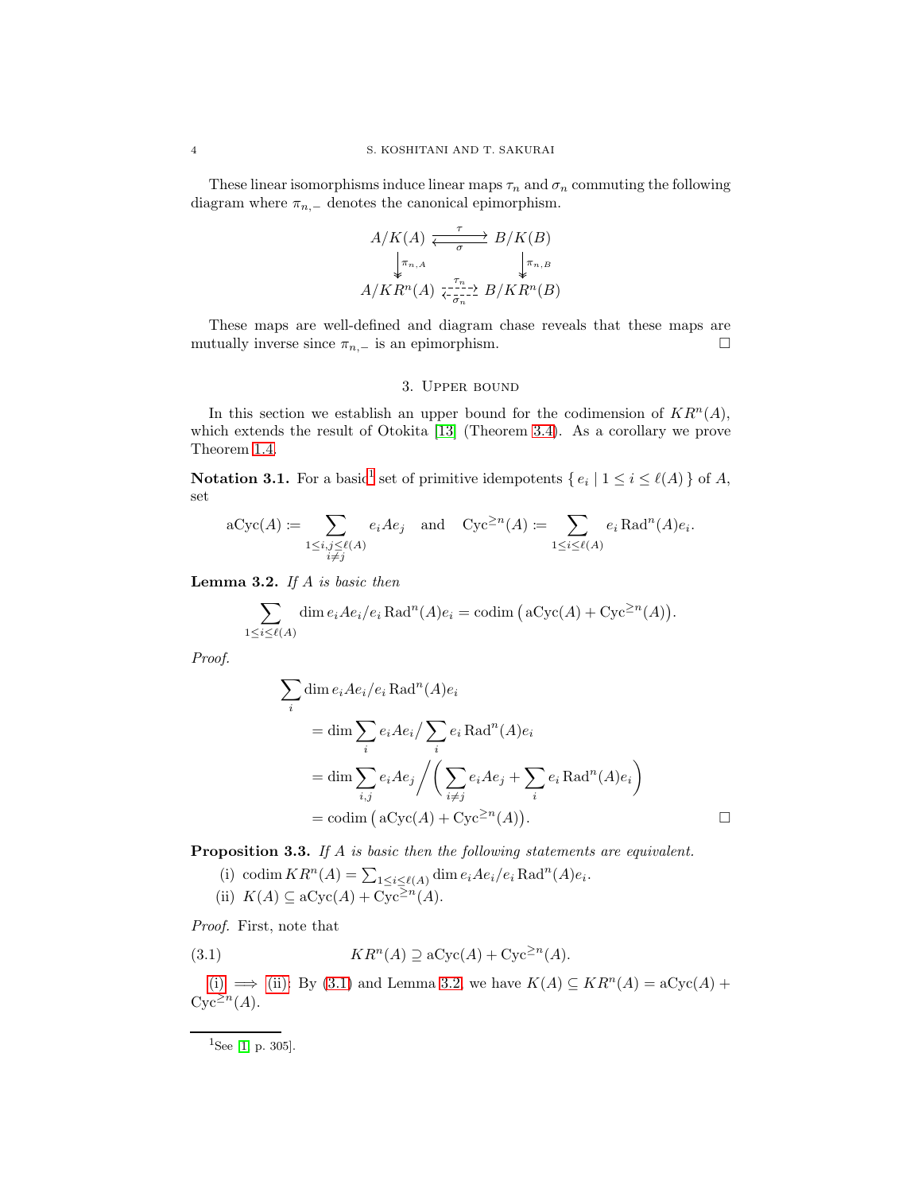These linear isomorphisms induce linear maps $\tau_n$ and $\sigma_n$ commuting the following diagram where $\pi_{n,-}$ denotes the canonical epimorphism.

$$\begin{array}{ccc} A/K(A) & \underset{\sigma}{\overset{\tau}{\rightleftarrows}} & B/K(B) \\ \big\downarrow \pi_{n,A} & & \big\downarrow \pi_{n,B} \\ A/KR^n(A) & \underset{\sigma_n}{\overset{\tau_n}{\rightleftarrows}} & B/KR^n(B) \end{array}$$

These maps are well-defined and diagram chase reveals that these maps are mutually inverse since $\pi_{n,-}$ is an epimorphism. □

## 3. Upper bound

In this section we establish an upper bound for the codimension of $KR^n(A)$, which extends the result of Otokita [13] (Theorem 3.4). As a corollary we prove Theorem 1.4.

**Notation 3.1.** For a basic[1] set of primitive idempotents $\{ e_i \mid 1 \le i \le \ell(A) \}$ of $A$, set

$$\mathrm{aCyc}(A) := \sum_{\substack{1 \le i,j \le \ell(A) \\ i \ne j}} e_i A e_j \quad \text{and} \quad \mathrm{Cyc}^{\ge n}(A) := \sum_{1 \le i \le \ell(A)} e_i \operatorname{Rad}^n(A) e_i.$$

**Lemma 3.2.** *If $A$ is basic then*

$$\sum_{1 \le i \le \ell(A)} \dim e_i A e_i / e_i \operatorname{Rad}^n(A) e_i = \operatorname{codim}\big(\mathrm{aCyc}(A) + \mathrm{Cyc}^{\ge n}(A)\big).$$

*Proof.*

$$\begin{aligned} &\sum_i \dim e_i A e_i / e_i \operatorname{Rad}^n(A) e_i \\ &\quad = \dim \sum_i e_i A e_i \Big/ \sum_i e_i \operatorname{Rad}^n(A) e_i \\ &\quad = \dim \sum_{i,j} e_i A e_j \Bigg/ \Bigg( \sum_{i \ne j} e_i A e_j + \sum_i e_i \operatorname{Rad}^n(A) e_i \Bigg) \\ &\quad = \operatorname{codim}\big(\mathrm{aCyc}(A) + \mathrm{Cyc}^{\ge n}(A)\big). \end{aligned}$$

□

**Proposition 3.3.** *If $A$ is basic then the following statements are equivalent.*

(i) $\operatorname{codim} KR^n(A) = \sum_{1 \le i \le \ell(A)} \dim e_i A e_i / e_i \operatorname{Rad}^n(A) e_i$.

(ii) $K(A) \subseteq \mathrm{aCyc}(A) + \mathrm{Cyc}^{\ge n}(A)$.

*Proof.* First, note that

$$KR^n(A) \supseteq \mathrm{aCyc}(A) + \mathrm{Cyc}^{\ge n}(A). \tag{3.1}$$

(i) $\implies$ (ii): By (3.1) and Lemma 3.2 we have $K(A) \subseteq KR^n(A) = \mathrm{aCyc}(A) + \mathrm{Cyc}^{\ge n}(A)$.

---

[1] See [1, p. 305].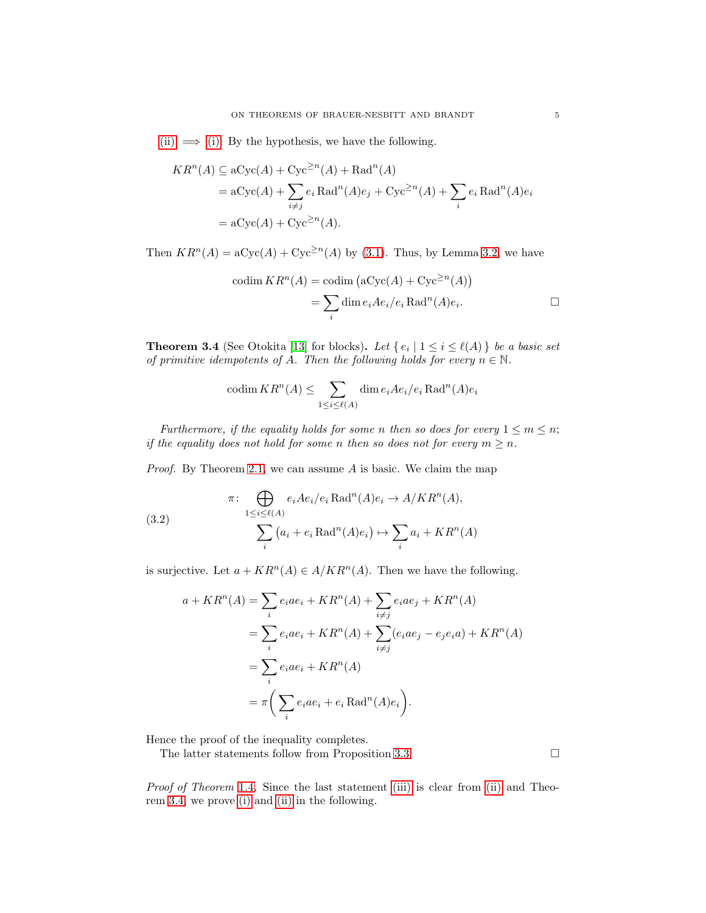(ii) $\implies$ (i). By the hypothesis, we have the following.

$$
\begin{aligned}
KR^n(A) &\subseteq \operatorname{aCyc}(A) + \operatorname{Cyc}^{\geq n}(A) + \operatorname{Rad}^n(A) \\
&= \operatorname{aCyc}(A) + \sum_{i \neq j} e_i \operatorname{Rad}^n(A) e_j + \operatorname{Cyc}^{\geq n}(A) + \sum_i e_i \operatorname{Rad}^n(A) e_i \\
&= \operatorname{aCyc}(A) + \operatorname{Cyc}^{\geq n}(A).
\end{aligned}
$$

Then $KR^n(A) = \operatorname{aCyc}(A) + \operatorname{Cyc}^{\geq n}(A)$ by (3.1). Thus, by Lemma 3.2, we have

$$
\begin{aligned}
\operatorname{codim} KR^n(A) &= \operatorname{codim}\left(\operatorname{aCyc}(A) + \operatorname{Cyc}^{\geq n}(A)\right) \\
&= \sum_i \dim e_i A e_i / e_i \operatorname{Rad}^n(A) e_i.
\end{aligned}
$$

□

**Theorem 3.4** (See Otokita [13] for blocks)**.** *Let $\{ e_i \mid 1 \leq i \leq \ell(A) \}$ be a basic set of primitive idempotents of $A$. Then the following holds for every $n \in \mathbb{N}$.*

$$
\operatorname{codim} KR^n(A) \leq \sum_{1 \leq i \leq \ell(A)} \dim e_i A e_i / e_i \operatorname{Rad}^n(A) e_i
$$

*Furthermore, if the equality holds for some $n$ then so does for every $1 \leq m \leq n$; if the equality does not hold for some $n$ then so does not for every $m \geq n$.*

*Proof.* By Theorem 2.1, we can assume $A$ is basic. We claim the map

$$
\begin{aligned}
\pi \colon \bigoplus_{1 \leq i \leq \ell(A)} e_i A e_i / e_i \operatorname{Rad}^n(A) e_i &\to A / KR^n(A), \\
\sum_i \left(a_i + e_i \operatorname{Rad}^n(A) e_i\right) &\mapsto \sum_i a_i + KR^n(A)
\end{aligned}
\tag{3.2}
$$

is surjective. Let $a + KR^n(A) \in A/KR^n(A)$. Then we have the following.

$$
\begin{aligned}
a + KR^n(A) &= \sum_i e_i a e_i + KR^n(A) + \sum_{i \neq j} e_i a e_j + KR^n(A) \\
&= \sum_i e_i a e_i + KR^n(A) + \sum_{i \neq j} (e_i a e_j - e_j e_i a) + KR^n(A) \\
&= \sum_i e_i a e_i + KR^n(A) \\
&= \pi\left( \sum_i e_i a e_i + e_i \operatorname{Rad}^n(A) e_i \right).
\end{aligned}
$$

Hence the proof of the inequality completes.

The latter statements follow from Proposition 3.3. □

*Proof of Theorem 1.4.* Since the last statement (iii) is clear from (ii) and Theorem 3.4, we prove (i) and (ii) in the following.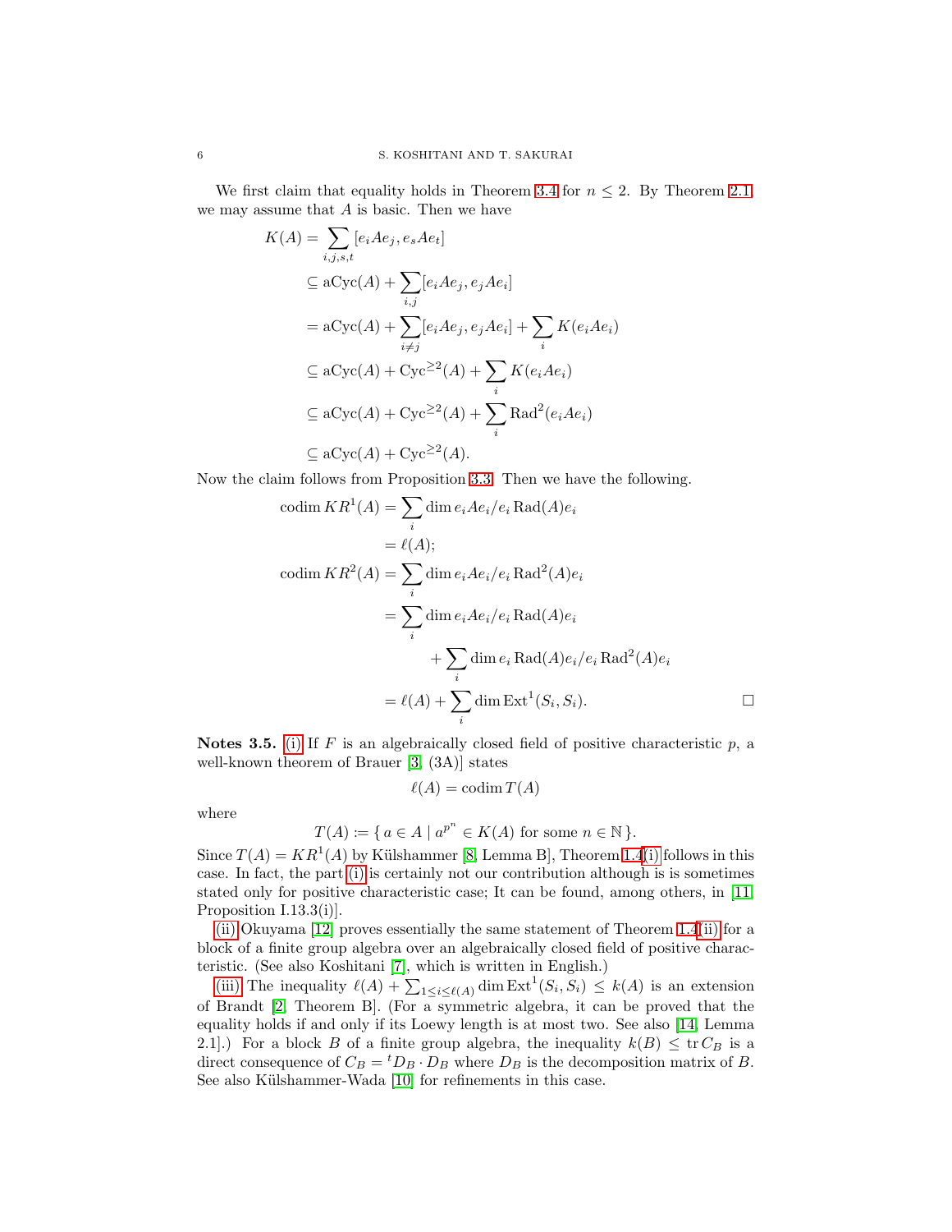We first claim that equality holds in Theorem 3.4 for $n \leq 2$. By Theorem 2.1, we may assume that $A$ is basic. Then we have

$$
\begin{aligned}
K(A) &= \sum_{i,j,s,t} [e_iAe_j, e_sAe_t] \\
&\subseteq \mathrm{aCyc}(A) + \sum_{i,j} [e_iAe_j, e_jAe_i] \\
&= \mathrm{aCyc}(A) + \sum_{i \neq j} [e_iAe_j, e_jAe_i] + \sum_i K(e_iAe_i) \\
&\subseteq \mathrm{aCyc}(A) + \mathrm{Cyc}^{\geq 2}(A) + \sum_i K(e_iAe_i) \\
&\subseteq \mathrm{aCyc}(A) + \mathrm{Cyc}^{\geq 2}(A) + \sum_i \mathrm{Rad}^2(e_iAe_i) \\
&\subseteq \mathrm{aCyc}(A) + \mathrm{Cyc}^{\geq 2}(A).
\end{aligned}
$$

Now the claim follows from Proposition 3.3. Then we have the following.

$$
\begin{aligned}
\operatorname{codim} KR^1(A) &= \sum_i \dim e_iAe_i/e_i \operatorname{Rad}(A)e_i \\
&= \ell(A); \\
\operatorname{codim} KR^2(A) &= \sum_i \dim e_iAe_i/e_i \operatorname{Rad}^2(A)e_i \\
&= \sum_i \dim e_iAe_i/e_i \operatorname{Rad}(A)e_i \\
&\qquad + \sum_i \dim e_i \operatorname{Rad}(A)e_i/e_i \operatorname{Rad}^2(A)e_i \\
&= \ell(A) + \sum_i \dim \operatorname{Ext}^1(S_i, S_i).
\end{aligned}
$$

□

**Notes 3.5.** (i) If $F$ is an algebraically closed field of positive characteristic $p$, a well-known theorem of Brauer [3, (3A)] states

$$\ell(A) = \operatorname{codim} T(A)$$

where

$$T(A) := \{\, a \in A \mid a^{p^n} \in K(A) \text{ for some } n \in \mathbb{N} \,\}.$$

Since $T(A) = KR^1(A)$ by Külshammer [8, Lemma B], Theorem 1.4(i) follows in this case. In fact, the part (i) is certainly not our contribution although is is sometimes stated only for positive characteristic case; It can be found, among others, in [11, Proposition I.13.3(i)].

(ii) Okuyama [12] proves essentially the same statement of Theorem 1.4(ii) for a block of a finite group algebra over an algebraically closed field of positive characteristic. (See also Koshitani [7], which is written in English.)

(iii) The inequality $\ell(A) + \sum_{1 \leq i \leq \ell(A)} \dim \operatorname{Ext}^1(S_i, S_i) \leq k(A)$ is an extension of Brandt [2, Theorem B]. (For a symmetric algebra, it can be proved that the equality holds if and only if its Loewy length is at most two. See also [14, Lemma 2.1].) For a block $B$ of a finite group algebra, the inequality $k(B) \leq \operatorname{tr} C_B$ is a direct consequence of $C_B = {}^tD_B \cdot D_B$ where $D_B$ is the decomposition matrix of $B$. See also Külshammer-Wada [10] for refinements in this case.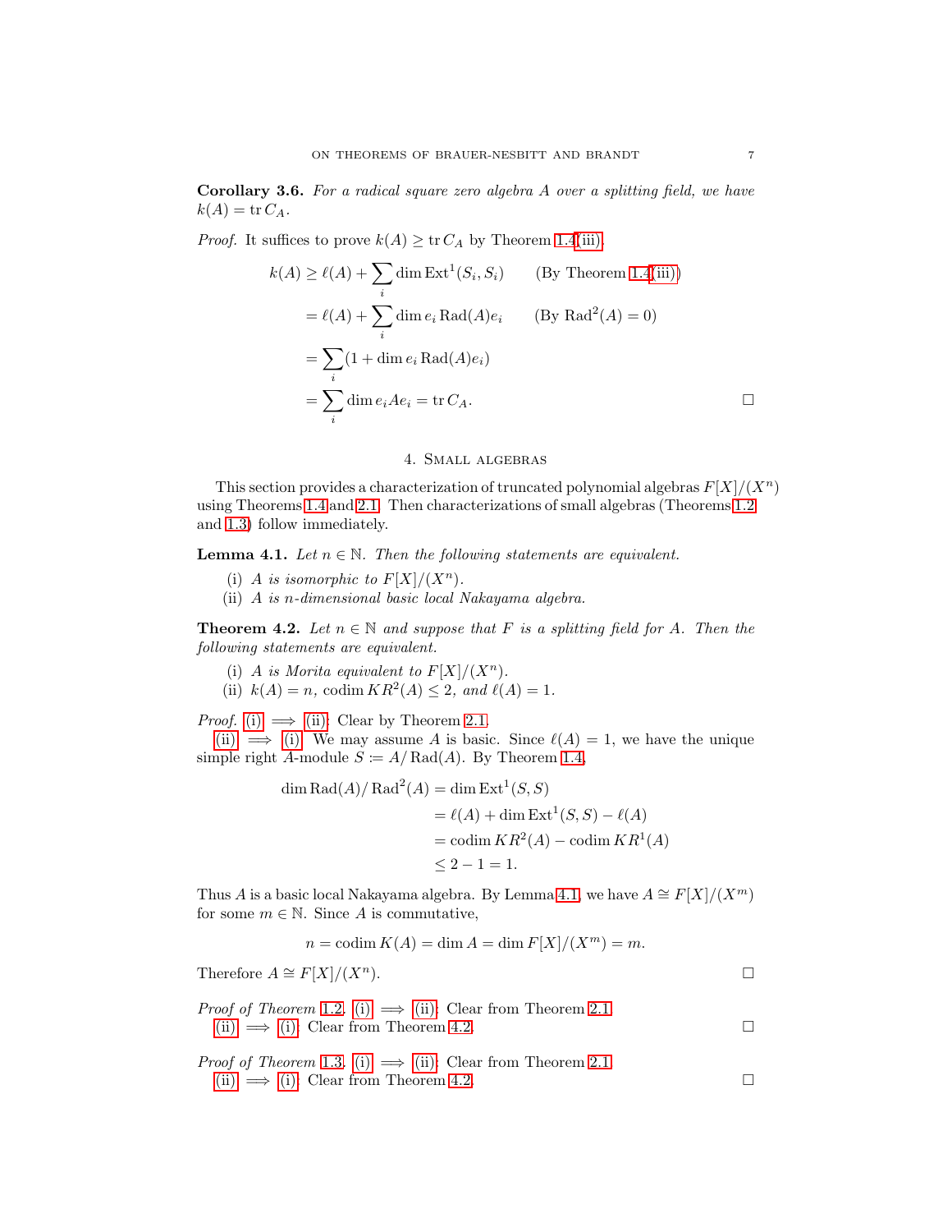**Corollary 3.6.** *For a radical square zero algebra $A$ over a splitting field, we have $k(A) = \operatorname{tr} C_A$.*

*Proof.* It suffices to prove $k(A) \geq \operatorname{tr} C_A$ by Theorem 1.4(iii).

$$
\begin{aligned}
k(A) &\geq \ell(A) + \sum_i \dim \operatorname{Ext}^1(S_i, S_i) \qquad \text{(By Theorem 1.4(iii))} \\
&= \ell(A) + \sum_i \dim e_i \operatorname{Rad}(A) e_i \qquad \text{(By } \operatorname{Rad}^2(A) = 0\text{)} \\
&= \sum_i (1 + \dim e_i \operatorname{Rad}(A) e_i) \\
&= \sum_i \dim e_i A e_i = \operatorname{tr} C_A.
\end{aligned}
$$

$\square$

## 4. Small algebras

This section provides a characterization of truncated polynomial algebras $F[X]/(X^n)$ using Theorems 1.4 and 2.1. Then characterizations of small algebras (Theorems 1.2 and 1.3) follow immediately.

**Lemma 4.1.** *Let $n \in \mathbb{N}$. Then the following statements are equivalent.*

(i) *$A$ is isomorphic to $F[X]/(X^n)$.*
(ii) *$A$ is $n$-dimensional basic local Nakayama algebra.*

**Theorem 4.2.** *Let $n \in \mathbb{N}$ and suppose that $F$ is a splitting field for $A$. Then the following statements are equivalent.*

(i) *$A$ is Morita equivalent to $F[X]/(X^n)$.*
(ii) *$k(A) = n$, $\operatorname{codim} KR^2(A) \leq 2$, and $\ell(A) = 1$.*

*Proof.* (i) $\Longrightarrow$ (ii): Clear by Theorem 2.1.

(ii) $\Longrightarrow$ (i): We may assume $A$ is basic. Since $\ell(A) = 1$, we have the unique simple right $A$-module $S \coloneqq A/\operatorname{Rad}(A)$. By Theorem 1.4,

$$
\begin{aligned}
\dim \operatorname{Rad}(A)/\operatorname{Rad}^2(A) &= \dim \operatorname{Ext}^1(S, S) \\
&= \ell(A) + \dim \operatorname{Ext}^1(S, S) - \ell(A) \\
&= \operatorname{codim} KR^2(A) - \operatorname{codim} KR^1(A) \\
&\leq 2 - 1 = 1.
\end{aligned}
$$

Thus $A$ is a basic local Nakayama algebra. By Lemma 4.1, we have $A \cong F[X]/(X^m)$ for some $m \in \mathbb{N}$. Since $A$ is commutative,

$$
n = \operatorname{codim} K(A) = \dim A = \dim F[X]/(X^m) = m.
$$

Therefore $A \cong F[X]/(X^n)$. $\square$

*Proof of Theorem 1.2.* (i) $\Longrightarrow$ (ii): Clear from Theorem 2.1.

(ii) $\Longrightarrow$ (i): Clear from Theorem 4.2. $\square$

*Proof of Theorem 1.3.* (i) $\Longrightarrow$ (ii): Clear from Theorem 2.1.

(ii) $\Longrightarrow$ (i): Clear from Theorem 4.2. $\square$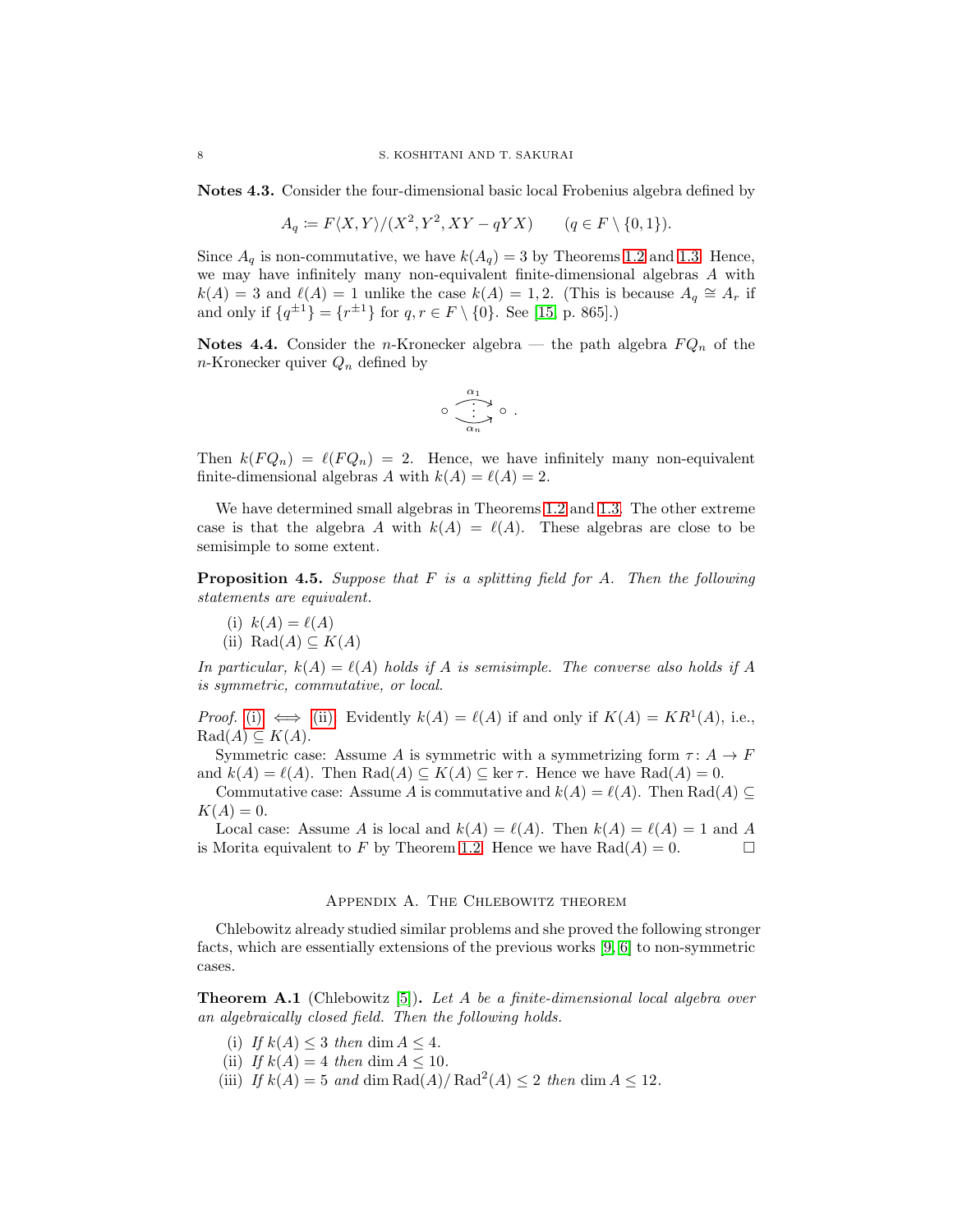**Notes 4.3.** Consider the four-dimensional basic local Frobenius algebra defined by

$$A_q \coloneqq F\langle X, Y\rangle/(X^2, Y^2, XY - qYX) \qquad (q \in F \setminus \{0, 1\}).$$

Since $A_q$ is non-commutative, we have $k(A_q) = 3$ by Theorems 1.2 and 1.3. Hence, we may have infinitely many non-equivalent finite-dimensional algebras $A$ with $k(A) = 3$ and $\ell(A) = 1$ unlike the case $k(A) = 1, 2$. (This is because $A_q \cong A_r$ if and only if $\{q^{\pm 1}\} = \{r^{\pm 1}\}$ for $q, r \in F \setminus \{0\}$. See [15, p. 865].)

**Notes 4.4.** Consider the $n$-Kronecker algebra — the path algebra $FQ_n$ of the $n$-Kronecker quiver $Q_n$ defined by

$$\circ \underset{\alpha_n}{\overset{\alpha_1}{\vdots}} \circ \, .$$

Then $k(FQ_n) = \ell(FQ_n) = 2$. Hence, we have infinitely many non-equivalent finite-dimensional algebras $A$ with $k(A) = \ell(A) = 2$.

We have determined small algebras in Theorems 1.2 and 1.3. The other extreme case is that the algebra $A$ with $k(A) = \ell(A)$. These algebras are close to be semisimple to some extent.

**Proposition 4.5.** *Suppose that $F$ is a splitting field for $A$. Then the following statements are equivalent.*

(i) $k(A) = \ell(A)$
(ii) $\mathrm{Rad}(A) \subseteq K(A)$

*In particular, $k(A) = \ell(A)$ holds if $A$ is semisimple. The converse also holds if $A$ is symmetric, commutative, or local.*

*Proof.* (i) $\iff$ (ii). Evidently $k(A) = \ell(A)$ if and only if $K(A) = KR^1(A)$, i.e., $\mathrm{Rad}(A) \subseteq K(A)$.

Symmetric case: Assume $A$ is symmetric with a symmetrizing form $\tau \colon A \to F$ and $k(A) = \ell(A)$. Then $\mathrm{Rad}(A) \subseteq K(A) \subseteq \ker \tau$. Hence we have $\mathrm{Rad}(A) = 0$.

Commutative case: Assume $A$ is commutative and $k(A) = \ell(A)$. Then $\mathrm{Rad}(A) \subseteq K(A) = 0$.

Local case: Assume $A$ is local and $k(A) = \ell(A)$. Then $k(A) = \ell(A) = 1$ and $A$ is Morita equivalent to $F$ by Theorem 1.2. Hence we have $\mathrm{Rad}(A) = 0$. $\square$

## Appendix A. The Chlebowitz theorem

Chlebowitz already studied similar problems and she proved the following stronger facts, which are essentially extensions of the previous works [9, 6] to non-symmetric cases.

**Theorem A.1** (Chlebowitz [5])**.** *Let $A$ be a finite-dimensional local algebra over an algebraically closed field. Then the following holds.*

(i) *If $k(A) \leq 3$ then $\dim A \leq 4$.*
(ii) *If $k(A) = 4$ then $\dim A \leq 10$.*
(iii) *If $k(A) = 5$ and $\dim \mathrm{Rad}(A)/\mathrm{Rad}^2(A) \leq 2$ then $\dim A \leq 12$.*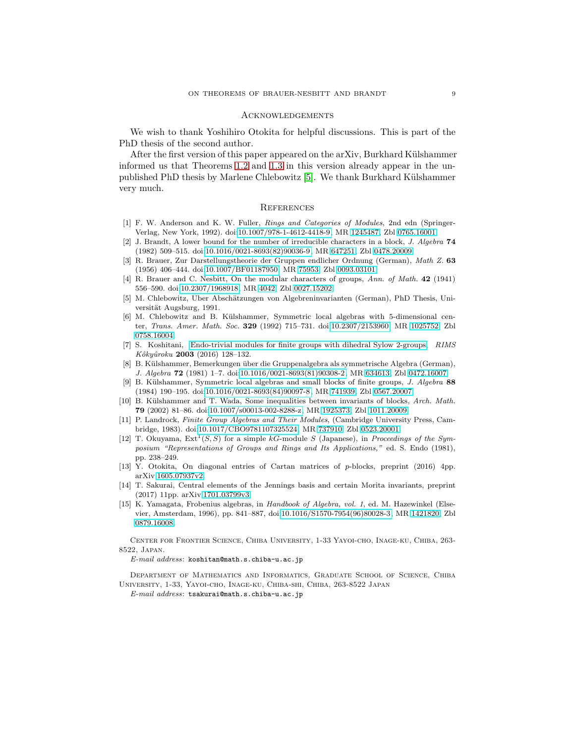## Acknowledgements

We wish to thank Yoshihiro Otokita for helpful discussions. This is part of the PhD thesis of the second author.

After the first version of this paper appeared on the arXiv, Burkhard Külshammer informed us that Theorems 1.2 and 1.3 in this version already appear in the unpublished PhD thesis by Marlene Chlebowitz [5]. We thank Burkhard Külshammer very much.

## References

[1] F. W. Anderson and K. W. Fuller, *Rings and Categories of Modules*, 2nd edn (Springer-Verlag, New York, 1992). doi:10.1007/978-1-4612-4418-9, MR 1245487, Zbl 0765.16001.

[2] J. Brandt, A lower bound for the number of irreducible characters in a block, *J. Algebra* **74** (1982) 509–515. doi:10.1016/0021-8693(82)90036-9, MR 647251, Zbl 0478.20009.

[3] R. Brauer, Zur Darstellungstheorie der Gruppen endlicher Ordnung (German), *Math Z.* **63** (1956) 406–444. doi:10.1007/BF01187950, MR 75953, Zbl 0093.03101.

[4] R. Brauer and C. Nesbitt, On the modular characters of groups, *Ann. of Math.* **42** (1941) 556–590. doi:10.2307/1968918, MR 4042, Zbl 0027.15202.

[5] M. Chlebowitz, Uber Abschätzungen von Algebreninvarianten (German), PhD Thesis, Universität Augsburg, 1991.

[6] M. Chlebowitz and B. Külshammer, Symmetric local algebras with 5-dimensional center, *Trans. Amer. Math. Soc.* **329** (1992) 715–731. doi:10.2307/2153960, MR 1025752, Zbl 0758.16004.

[7] S. Koshitani, Endo-trivial modules for finite groups with dihedral Sylow 2-groups, *RIMS Kôkyûroku* **2003** (2016) 128–132.

[8] B. Külshammer, Bemerkungen über die Gruppenalgebra als symmetrische Algebra (German), *J. Algebra* **72** (1981) 1–7. doi:10.1016/0021-8693(81)90308-2, MR 634613, Zbl 0472.16007.

[9] B. Külshammer, Symmetric local algebras and small blocks of finite groups, *J. Algebra* **88** (1984) 190–195. doi:10.1016/0021-8693(84)90097-8, MR 741939, Zbl 0567.20007.

[10] B. Külshammer and T. Wada, Some inequalities between invariants of blocks, *Arch. Math.* **79** (2002) 81–86. doi:10.1007/s00013-002-8288-z, MR 1925373, Zbl 1011.20009.

[11] P. Landrock, *Finite Group Algebras and Their Modules*, (Cambridge University Press, Cambridge, 1983). doi:10.1017/CBO9781107325524, MR 737910, Zbl 0523.20001.

[12] T. Okuyama, $\mathrm{Ext}^1(S, S)$ for a simple $kG$-module $S$ (Japanese), in *Proceedings of the Symposium "Representations of Groups and Rings and Its Applications,"* ed. S. Endo (1981), pp. 238–249.

[13] Y. Otokita, On diagonal entries of Cartan matrices of $p$-blocks, preprint (2016) 4pp. arXiv 1605.07937v2.

[14] T. Sakurai, Central elements of the Jennings basis and certain Morita invariants, preprint (2017) 11pp. arXiv 1701.03799v3.

[15] K. Yamagata, Frobenius algebras, in *Handbook of Algebra, vol. 1*, ed. M. Hazewinkel (Elsevier, Amsterdam, 1996), pp. 841–887, doi:10.1016/S1570-7954(96)80028-3, MR 1421820, Zbl 0879.16008.

Center for Frontier Science, Chiba University, 1-33 Yayoi-cho, Inage-ku, Chiba, 263-8522, Japan.

*E-mail address*: koshitan@math.s.chiba-u.ac.jp

Department of Mathematics and Informatics, Graduate School of Science, Chiba University, 1-33, Yayoi-cho, Inage-ku, Chiba-shi, Chiba, 263-8522 Japan

*E-mail address*: tsakurai@math.s.chiba-u.ac.jp